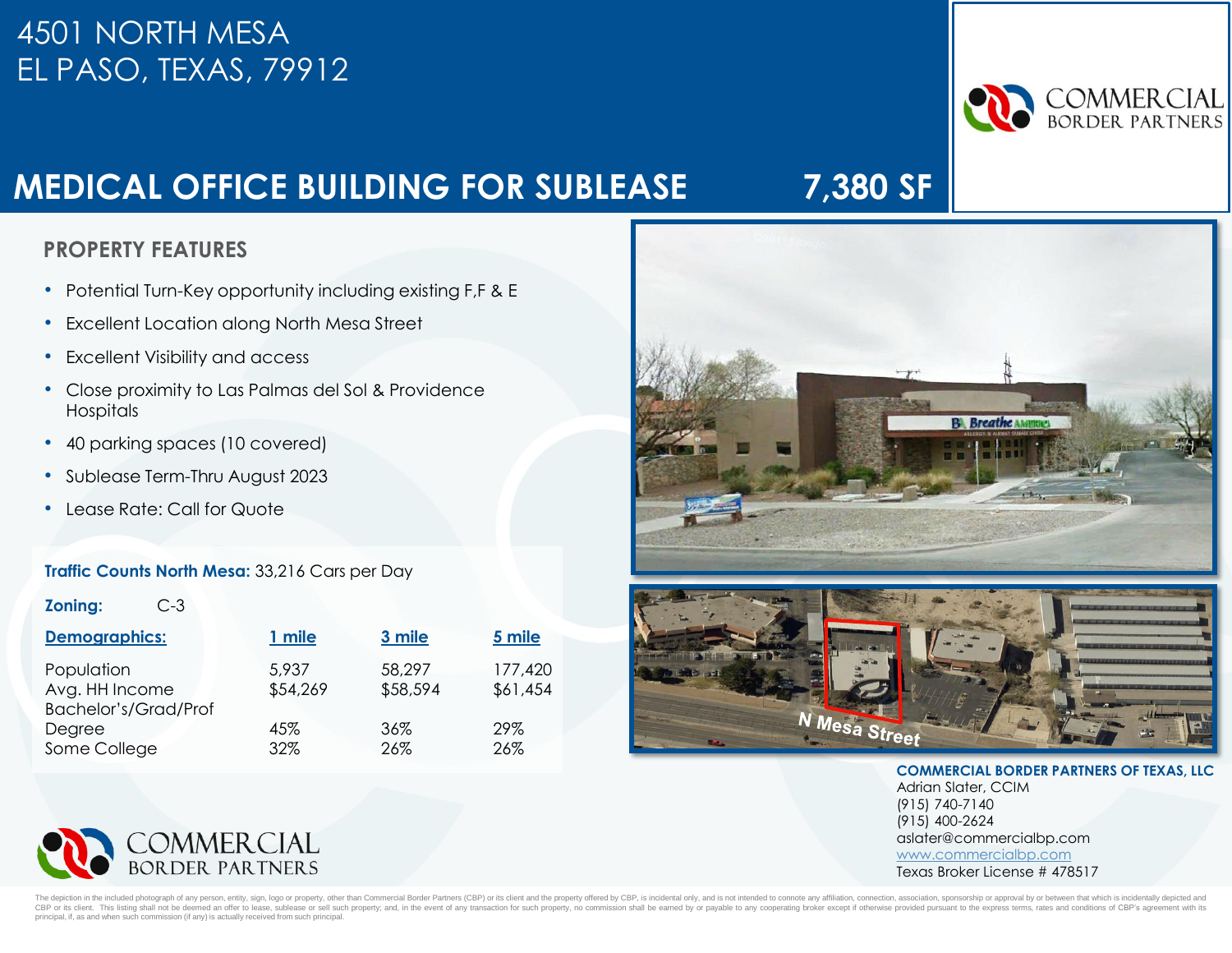# 4501 NORTH MESA
# EL PASO, TEXAS, 79912

COMMERCIAL BORDER PARTNERS

## MEDICAL OFFICE BUILDING FOR SUBLEASE 7,380 SF

### PROPERTY FEATURES

- Potential Turn-Key opportunity including existing F,F & E
- Excellent Location along North Mesa Street
- Excellent Visibility and access
- Close proximity to Las Palmas del Sol & Providence Hospitals
- 40 parking spaces (10 covered)
- Sublease Term-Thru August 2023
- Lease Rate: Call for Quote

**Traffic Counts North Mesa:** 33,216 Cars per Day

**Zoning:** C-3

| Demographics: | 1 mile | 3 mile | 5 mile |
|---|---|---|---|
| Population | 5,937 | 58,297 | 177,420 |
| Avg. HH Income | $54,269 | $58,594 | $61,454 |
| Bachelor's/Grad/Prof Degree | 45% | 36% | 29% |
| Some College | 32% | 26% | 26% |

N Mesa Street

**COMMERCIAL BORDER PARTNERS OF TEXAS, LLC**
Adrian Slater, CCIM
(915) 740-7140
(915) 400-2624
aslater@commercialbp.com
www.commercialbp.com
Texas Broker License # 478517

COMMERCIAL BORDER PARTNERS

The depiction in the included photograph of any person, entity, sign, logo or property, other than Commercial Border Partners (CBP) or its client and the property offered by CBP, is incidental only, and is not intended to connote any affiliation, connection, association, sponsorship or approval by or between that which is incidentally depicted and CBP or its client. This listing shall not be deemed an offer to lease, sublease or sell such property; and, in the event of any transaction for such property, no commission shall be earned by or payable to any cooperating broker except if otherwise provided pursuant to the express terms, rates and conditions of CBP's agreement with its principal, if, as and when such commission (if any) is actually received from such principal.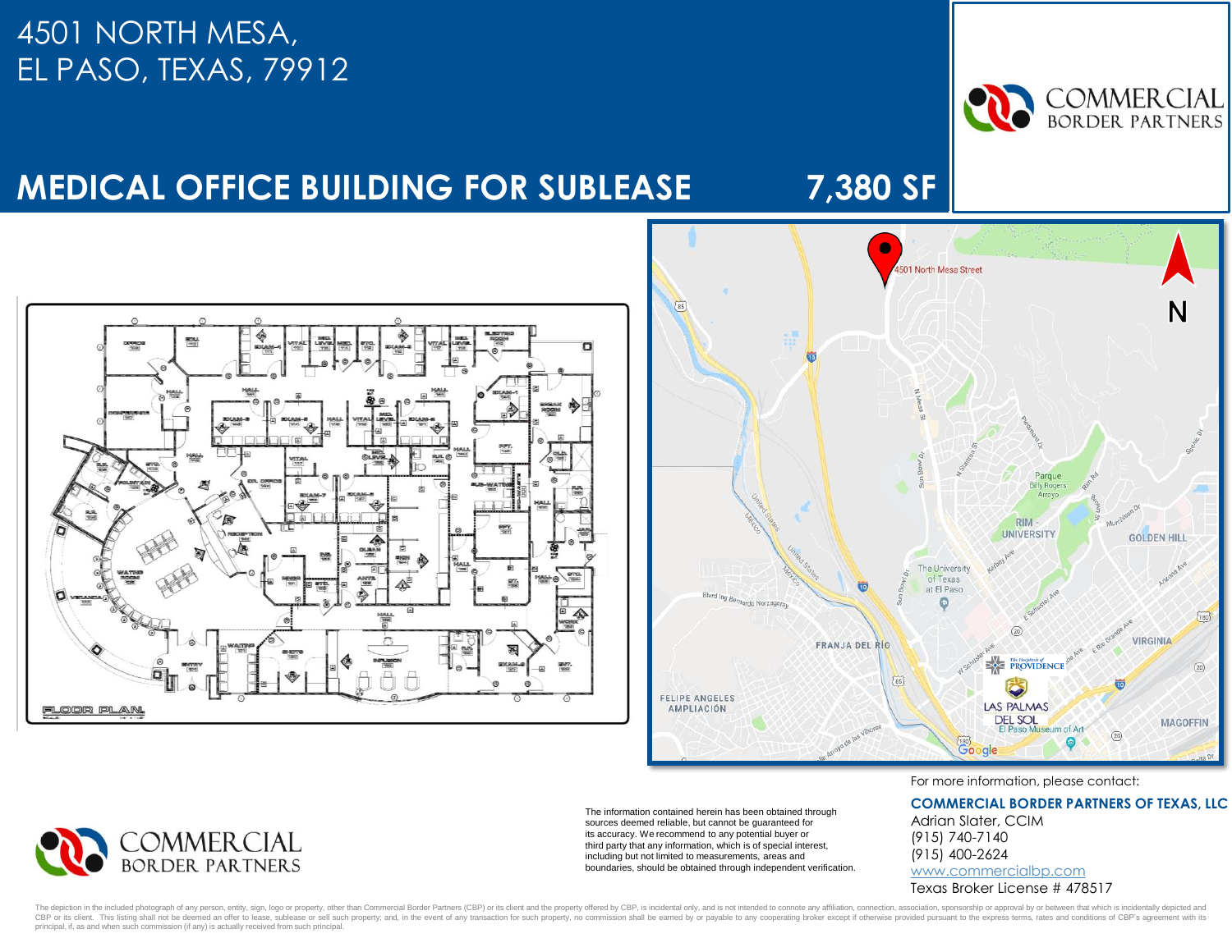# 4501 NORTH MESA, EL PASO, TEXAS, 79912

## MEDICAL OFFICE BUILDING FOR SUBLEASE 7,380 SF

FLOOR PLAN

4501 North Mesa Street

N

For more information, please contact:

**COMMERCIAL BORDER PARTNERS OF TEXAS, LLC**
Adrian Slater, CCIM
(915) 740-7140
(915) 400-2624
www.commercialbp.com
Texas Broker License # 478517

The information contained herein has been obtained through sources deemed reliable, but cannot be guaranteed for its accuracy. We recommend to any potential buyer or third party that any information, which is of special interest, including but not limited to measurements, areas and boundaries, should be obtained through independent verification.

The depiction in the included photograph of any person, entity, sign, logo or property, other than Commercial Border Partners (CBP) or its client and the property offered by CBP, is incidental only, and is not intended to connote any affiliation, connection, association, sponsorship or approval by or between that which is incidentally depicted and CBP or its client. This listing shall not be deemed an offer to lease, sublease or sell such property; and, in the event of any transaction for such property, no commission shall be earned by or payable to any cooperating broker except if otherwise provided pursuant to the express terms, rates and conditions of CBP's agreement with its principal, if, as and when such commission (if any) is actually received from such principal.